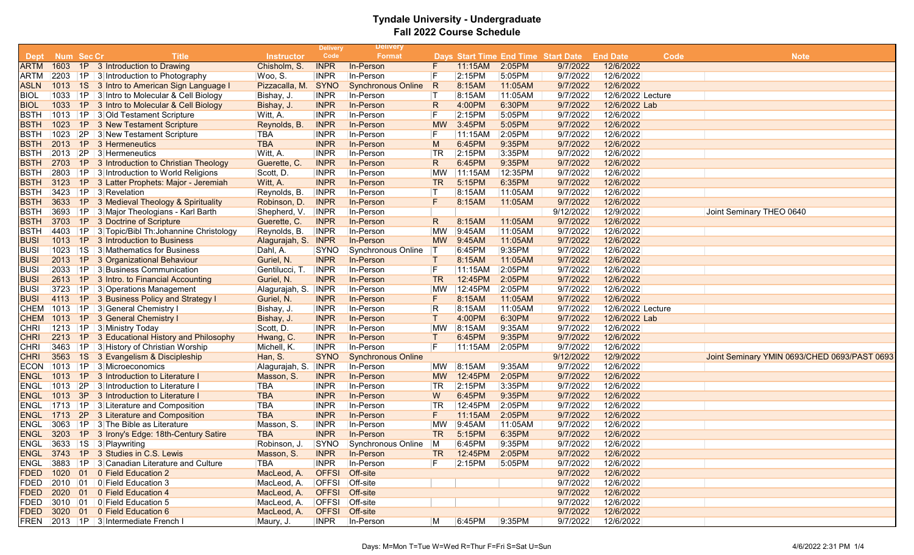# Tyndale University - Undergraduate
## Fall 2022 Course Schedule

| Dept | Num | Sec | Cr | Title | Instructor | Delivery Code | Delivery Format | Days | Start Time | End Time | Start Date | End Date | Code | Note |
|---|---|---|---|---|---|---|---|---|---|---|---|---|---|---|
| ARTM | 1603 | 1P | 3 | Introduction to Drawing | Chisholm, S. | INPR | In-Person | F | 11:15AM | 2:05PM | 9/7/2022 | 12/6/2022 | | |
| ARTM | 2203 | 1P | 3 | Introduction to Photography | Woo, S. | INPR | In-Person | F | 2:15PM | 5:05PM | 9/7/2022 | 12/6/2022 | | |
| ASLN | 1013 | 1S | 3 | Intro to American Sign Language I | Pizzacalla, M. | SYNO | Synchronous Online | R | 8:15AM | 11:05AM | 9/7/2022 | 12/6/2022 | | |
| BIOL | 1033 | 1P | 3 | Intro to Molecular & Cell Biology | Bishay, J. | INPR | In-Person | T | 8:15AM | 11:05AM | 9/7/2022 | 12/6/2022 | Lecture | |
| BIOL | 1033 | 1P | 3 | Intro to Molecular & Cell Biology | Bishay, J. | INPR | In-Person | R | 4:00PM | 6:30PM | 9/7/2022 | 12/6/2022 | Lab | |
| BSTH | 1013 | 1P | 3 | Old Testament Scripture | Witt, A. | INPR | In-Person | F | 2:15PM | 5:05PM | 9/7/2022 | 12/6/2022 | | |
| BSTH | 1023 | 1P | 3 | New Testament Scripture | Reynolds, B. | INPR | In-Person | MW | 3:45PM | 5:05PM | 9/7/2022 | 12/6/2022 | | |
| BSTH | 1023 | 2P | 3 | New Testament Scripture | TBA | INPR | In-Person | F | 11:15AM | 2:05PM | 9/7/2022 | 12/6/2022 | | |
| BSTH | 2013 | 1P | 3 | Hermeneutics | TBA | INPR | In-Person | M | 6:45PM | 9:35PM | 9/7/2022 | 12/6/2022 | | |
| BSTH | 2013 | 2P | 3 | Hermeneutics | Witt, A. | INPR | In-Person | TR | 2:15PM | 3:35PM | 9/7/2022 | 12/6/2022 | | |
| BSTH | 2703 | 1P | 3 | Introduction to Christian Theology | Guerette, C. | INPR | In-Person | R | 6:45PM | 9:35PM | 9/7/2022 | 12/6/2022 | | |
| BSTH | 2803 | 1P | 3 | Introduction to World Religions | Scott, D. | INPR | In-Person | MW | 11:15AM | 12:35PM | 9/7/2022 | 12/6/2022 | | |
| BSTH | 3123 | 1P | 3 | Latter Prophets: Major - Jeremiah | Witt, A. | INPR | In-Person | TR | 5:15PM | 6:35PM | 9/7/2022 | 12/6/2022 | | |
| BSTH | 3423 | 1P | 3 | Revelation | Reynolds, B. | INPR | In-Person | T | 8:15AM | 11:05AM | 9/7/2022 | 12/6/2022 | | |
| BSTH | 3633 | 1P | 3 | Medieval Theology & Spirituality | Robinson, D. | INPR | In-Person | F | 8:15AM | 11:05AM | 9/7/2022 | 12/6/2022 | | |
| BSTH | 3693 | 1P | 3 | Major Theologians - Karl Barth | Shepherd, V. | INPR | In-Person | | | | 9/12/2022 | 12/9/2022 | | Joint Seminary THEO 0640 |
| BSTH | 3703 | 1P | 3 | Doctrine of Scripture | Guerette, C. | INPR | In-Person | R | 8:15AM | 11:05AM | 9/7/2022 | 12/6/2022 | | |
| BSTH | 4403 | 1P | 3 | Topic/Bibl Th:Johannine Christology | Reynolds, B. | INPR | In-Person | MW | 9:45AM | 11:05AM | 9/7/2022 | 12/6/2022 | | |
| BUSI | 1013 | 1P | 3 | Introduction to Business | Alagurajah, S. | INPR | In-Person | MW | 9:45AM | 11:05AM | 9/7/2022 | 12/6/2022 | | |
| BUSI | 1023 | 1S | 3 | Mathematics for Business | Dahl, A. | SYNO | Synchronous Online | T | 6:45PM | 9:35PM | 9/7/2022 | 12/6/2022 | | |
| BUSI | 2013 | 1P | 3 | Organizational Behaviour | Guriel, N. | INPR | In-Person | T | 8:15AM | 11:05AM | 9/7/2022 | 12/6/2022 | | |
| BUSI | 2033 | 1P | 3 | Business Communication | Gentilucci, T. | INPR | In-Person | F | 11:15AM | 2:05PM | 9/7/2022 | 12/6/2022 | | |
| BUSI | 2613 | 1P | 3 | Intro. to Financial Accounting | Guriel, N. | INPR | In-Person | TR | 12:45PM | 2:05PM | 9/7/2022 | 12/6/2022 | | |
| BUSI | 3723 | 1P | 3 | Operations Management | Alagurajah, S. | INPR | In-Person | MW | 12:45PM | 2:05PM | 9/7/2022 | 12/6/2022 | | |
| BUSI | 4113 | 1P | 3 | Business Policy and Strategy I | Guriel, N. | INPR | In-Person | F | 8:15AM | 11:05AM | 9/7/2022 | 12/6/2022 | | |
| CHEM | 1013 | 1P | 3 | General Chemistry I | Bishay, J. | INPR | In-Person | R | 8:15AM | 11:05AM | 9/7/2022 | 12/6/2022 | Lecture | |
| CHEM | 1013 | 1P | 3 | General Chemistry I | Bishay, J. | INPR | In-Person | T | 4:00PM | 6:30PM | 9/7/2022 | 12/6/2022 | Lab | |
| CHRI | 1213 | 1P | 3 | Ministry Today | Scott, D. | INPR | In-Person | MW | 8:15AM | 9:35AM | 9/7/2022 | 12/6/2022 | | |
| CHRI | 2213 | 1P | 3 | Educational History and Philosophy | Hwang, C. | INPR | In-Person | T | 6:45PM | 9:35PM | 9/7/2022 | 12/6/2022 | | |
| CHRI | 3463 | 1P | 3 | History of Christian Worship | Michell, K. | INPR | In-Person | F | 11:15AM | 2:05PM | 9/7/2022 | 12/6/2022 | | |
| CHRI | 3563 | 1S | 3 | Evangelism & Discipleship | Han, S. | SYNO | Synchronous Online | | | | 9/12/2022 | 12/9/2022 | | Joint Seminary YMIN 0693/CHED 0693/PAST 0693 |
| ECON | 1013 | 1P | 3 | Microeconomics | Alagurajah, S. | INPR | In-Person | MW | 8:15AM | 9:35AM | 9/7/2022 | 12/6/2022 | | |
| ENGL | 1013 | 1P | 3 | Introduction to Literature I | Masson, S. | INPR | In-Person | MW | 12:45PM | 2:05PM | 9/7/2022 | 12/6/2022 | | |
| ENGL | 1013 | 2P | 3 | Introduction to Literature I | TBA | INPR | In-Person | TR | 2:15PM | 3:35PM | 9/7/2022 | 12/6/2022 | | |
| ENGL | 1013 | 3P | 3 | Introduction to Literature I | TBA | INPR | In-Person | W | 6:45PM | 9:35PM | 9/7/2022 | 12/6/2022 | | |
| ENGL | 1713 | 1P | 3 | Literature and Composition | TBA | INPR | In-Person | TR | 12:45PM | 2:05PM | 9/7/2022 | 12/6/2022 | | |
| ENGL | 1713 | 2P | 3 | Literature and Composition | TBA | INPR | In-Person | F | 11:15AM | 2:05PM | 9/7/2022 | 12/6/2022 | | |
| ENGL | 3063 | 1P | 3 | The Bible as Literature | Masson, S. | INPR | In-Person | MW | 9:45AM | 11:05AM | 9/7/2022 | 12/6/2022 | | |
| ENGL | 3203 | 1P | 3 | Irony's Edge: 18th-Century Satire | TBA | INPR | In-Person | TR | 5:15PM | 6:35PM | 9/7/2022 | 12/6/2022 | | |
| ENGL | 3633 | 1S | 3 | Playwriting | Robinson, J. | SYNO | Synchronous Online | M | 6:45PM | 9:35PM | 9/7/2022 | 12/6/2022 | | |
| ENGL | 3743 | 1P | 3 | Studies in C.S. Lewis | Masson, S. | INPR | In-Person | TR | 12:45PM | 2:05PM | 9/7/2022 | 12/6/2022 | | |
| ENGL | 3883 | 1P | 3 | Canadian Literature and Culture | TBA | INPR | In-Person | F | 2:15PM | 5:05PM | 9/7/2022 | 12/6/2022 | | |
| FDED | 1020 | 01 | 0 | Field Education 2 | MacLeod, A. | OFFSI | Off-site | | | | 9/7/2022 | 12/6/2022 | | |
| FDED | 2010 | 01 | 0 | Field Education 3 | MacLeod, A. | OFFSI | Off-site | | | | 9/7/2022 | 12/6/2022 | | |
| FDED | 2020 | 01 | 0 | Field Education 4 | MacLeod, A. | OFFSI | Off-site | | | | 9/7/2022 | 12/6/2022 | | |
| FDED | 3010 | 01 | 0 | Field Education 5 | MacLeod, A. | OFFSI | Off-site | | | | 9/7/2022 | 12/6/2022 | | |
| FDED | 3020 | 01 | 0 | Field Education 6 | MacLeod, A. | OFFSI | Off-site | | | | 9/7/2022 | 12/6/2022 | | |
| FREN | 2013 | 1P | 3 | Intermediate French I | Maury, J. | INPR | In-Person | M | 6:45PM | 9:35PM | 9/7/2022 | 12/6/2022 | | |

Days: M=Mon T=Tue W=Wed R=Thur F=Fri S=Sat U=Sun

4/6/2022 2:31 PM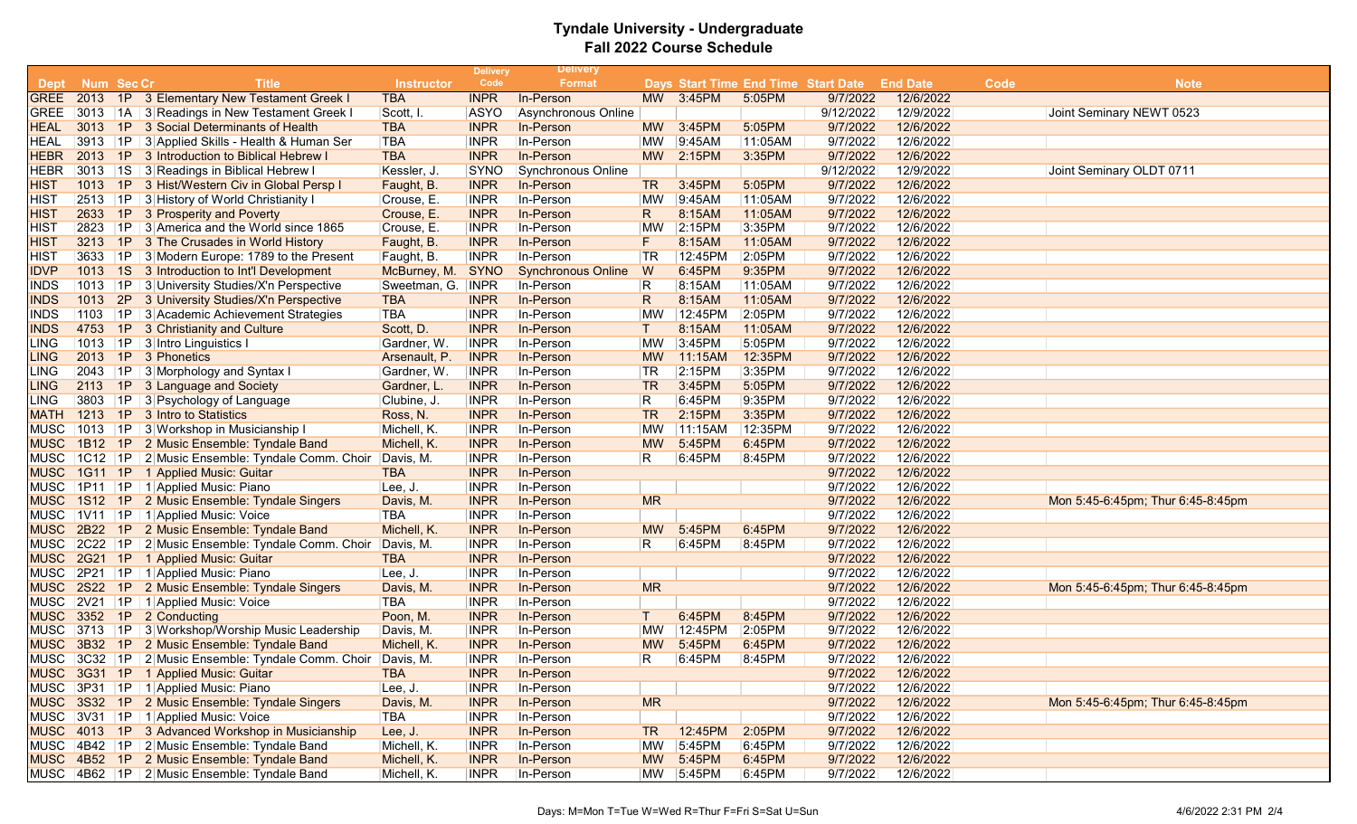# Tyndale University - Undergraduate

## Fall 2022 Course Schedule

| Dept | Num | Sec | Cr | Title | Instructor | Delivery Code | Delivery Format | Days | Start Time | End Time | Start Date | End Date | Code | Note |
|---|---|---|---|---|---|---|---|---|---|---|---|---|---|---|
| GREE | 2013 | 1P | 3 | Elementary New Testament Greek I | TBA | INPR | In-Person | MW | 3:45PM | 5:05PM | 9/7/2022 | 12/6/2022 | | |
| GREE | 3013 | 1A | 3 | Readings in New Testament Greek I | Scott, I. | ASYO | Asynchronous Online | | | | 9/12/2022 | 12/9/2022 | | Joint Seminary NEWT 0523 |
| HEAL | 3013 | 1P | 3 | Social Determinants of Health | TBA | INPR | In-Person | MW | 3:45PM | 5:05PM | 9/7/2022 | 12/6/2022 | | |
| HEAL | 3913 | 1P | 3 | Applied Skills - Health & Human Ser | TBA | INPR | In-Person | MW | 9:45AM | 11:05AM | 9/7/2022 | 12/6/2022 | | |
| HEBR | 2013 | 1P | 3 | Introduction to Biblical Hebrew I | TBA | INPR | In-Person | MW | 2:15PM | 3:35PM | 9/7/2022 | 12/6/2022 | | |
| HEBR | 3013 | 1S | 3 | Readings in Biblical Hebrew I | Kessler, J. | SYNO | Synchronous Online | | | | 9/12/2022 | 12/9/2022 | | Joint Seminary OLDT 0711 |
| HIST | 1013 | 1P | 3 | Hist/Western Civ in Global Persp I | Faught, B. | INPR | In-Person | TR | 3:45PM | 5:05PM | 9/7/2022 | 12/6/2022 | | |
| HIST | 2513 | 1P | 3 | History of World Christianity I | Crouse, E. | INPR | In-Person | MW | 9:45AM | 11:05AM | 9/7/2022 | 12/6/2022 | | |
| HIST | 2633 | 1P | 3 | Prosperity and Poverty | Crouse, E. | INPR | In-Person | R | 8:15AM | 11:05AM | 9/7/2022 | 12/6/2022 | | |
| HIST | 2823 | 1P | 3 | America and the World since 1865 | Crouse, E. | INPR | In-Person | MW | 2:15PM | 3:35PM | 9/7/2022 | 12/6/2022 | | |
| HIST | 3213 | 1P | 3 | The Crusades in World History | Faught, B. | INPR | In-Person | F | 8:15AM | 11:05AM | 9/7/2022 | 12/6/2022 | | |
| HIST | 3633 | 1P | 3 | Modern Europe: 1789 to the Present | Faught, B. | INPR | In-Person | TR | 12:45PM | 2:05PM | 9/7/2022 | 12/6/2022 | | |
| IDVP | 1013 | 1S | 3 | Introduction to Int'l Development | McBurney, M. | SYNO | Synchronous Online | W | 6:45PM | 9:35PM | 9/7/2022 | 12/6/2022 | | |
| INDS | 1013 | 1P | 3 | University Studies/X'n Perspective | Sweetman, G. | INPR | In-Person | R | 8:15AM | 11:05AM | 9/7/2022 | 12/6/2022 | | |
| INDS | 1013 | 2P | 3 | University Studies/X'n Perspective | TBA | INPR | In-Person | R | 8:15AM | 11:05AM | 9/7/2022 | 12/6/2022 | | |
| INDS | 1103 | 1P | 3 | Academic Achievement Strategies | TBA | INPR | In-Person | MW | 12:45PM | 2:05PM | 9/7/2022 | 12/6/2022 | | |
| INDS | 4753 | 1P | 3 | Christianity and Culture | Scott, D. | INPR | In-Person | T | 8:15AM | 11:05AM | 9/7/2022 | 12/6/2022 | | |
| LING | 1013 | 1P | 3 | Intro Linguistics I | Gardner, W. | INPR | In-Person | MW | 3:45PM | 5:05PM | 9/7/2022 | 12/6/2022 | | |
| LING | 2013 | 1P | 3 | Phonetics | Arsenault, P. | INPR | In-Person | MW | 11:15AM | 12:35PM | 9/7/2022 | 12/6/2022 | | |
| LING | 2043 | 1P | 3 | Morphology and Syntax I | Gardner, W. | INPR | In-Person | TR | 2:15PM | 3:35PM | 9/7/2022 | 12/6/2022 | | |
| LING | 2113 | 1P | 3 | Language and Society | Gardner, L. | INPR | In-Person | TR | 3:45PM | 5:05PM | 9/7/2022 | 12/6/2022 | | |
| LING | 3803 | 1P | 3 | Psychology of Language | Clubine, J. | INPR | In-Person | R | 6:45PM | 9:35PM | 9/7/2022 | 12/6/2022 | | |
| MATH | 1213 | 1P | 3 | Intro to Statistics | Ross, N. | INPR | In-Person | TR | 2:15PM | 3:35PM | 9/7/2022 | 12/6/2022 | | |
| MUSC | 1013 | 1P | 3 | Workshop in Musicianship I | Michell, K. | INPR | In-Person | MW | 11:15AM | 12:35PM | 9/7/2022 | 12/6/2022 | | |
| MUSC | 1B12 | 1P | 2 | Music Ensemble: Tyndale Band | Michell, K. | INPR | In-Person | MW | 5:45PM | 6:45PM | 9/7/2022 | 12/6/2022 | | |
| MUSC | 1C12 | 1P | 2 | Music Ensemble: Tyndale Comm. Choir | Davis, M. | INPR | In-Person | R | 6:45PM | 8:45PM | 9/7/2022 | 12/6/2022 | | |
| MUSC | 1G11 | 1P | 1 | Applied Music: Guitar | TBA | INPR | In-Person | | | | 9/7/2022 | 12/6/2022 | | |
| MUSC | 1P11 | 1P | 1 | Applied Music: Piano | Lee, J. | INPR | In-Person | | | | 9/7/2022 | 12/6/2022 | | |
| MUSC | 1S12 | 1P | 2 | Music Ensemble: Tyndale Singers | Davis, M. | INPR | In-Person | MR | | | 9/7/2022 | 12/6/2022 | | Mon 5:45-6:45pm; Thur 6:45-8:45pm |
| MUSC | 1V11 | 1P | 1 | Applied Music: Voice | TBA | INPR | In-Person | | | | 9/7/2022 | 12/6/2022 | | |
| MUSC | 2B22 | 1P | 2 | Music Ensemble: Tyndale Band | Michell, K. | INPR | In-Person | MW | 5:45PM | 6:45PM | 9/7/2022 | 12/6/2022 | | |
| MUSC | 2C22 | 1P | 2 | Music Ensemble: Tyndale Comm. Choir | Davis, M. | INPR | In-Person | R | 6:45PM | 8:45PM | 9/7/2022 | 12/6/2022 | | |
| MUSC | 2G21 | 1P | 1 | Applied Music: Guitar | TBA | INPR | In-Person | | | | 9/7/2022 | 12/6/2022 | | |
| MUSC | 2P21 | 1P | 1 | Applied Music: Piano | Lee, J. | INPR | In-Person | | | | 9/7/2022 | 12/6/2022 | | |
| MUSC | 2S22 | 1P | 2 | Music Ensemble: Tyndale Singers | Davis, M. | INPR | In-Person | MR | | | 9/7/2022 | 12/6/2022 | | Mon 5:45-6:45pm; Thur 6:45-8:45pm |
| MUSC | 2V21 | 1P | 1 | Applied Music: Voice | TBA | INPR | In-Person | | | | 9/7/2022 | 12/6/2022 | | |
| MUSC | 3352 | 1P | 2 | Conducting | Poon, M. | INPR | In-Person | T | 6:45PM | 8:45PM | 9/7/2022 | 12/6/2022 | | |
| MUSC | 3713 | 1P | 3 | Workshop/Worship Music Leadership | Davis, M. | INPR | In-Person | MW | 12:45PM | 2:05PM | 9/7/2022 | 12/6/2022 | | |
| MUSC | 3B32 | 1P | 2 | Music Ensemble: Tyndale Band | Michell, K. | INPR | In-Person | MW | 5:45PM | 6:45PM | 9/7/2022 | 12/6/2022 | | |
| MUSC | 3C32 | 1P | 2 | Music Ensemble: Tyndale Comm. Choir | Davis, M. | INPR | In-Person | R | 6:45PM | 8:45PM | 9/7/2022 | 12/6/2022 | | |
| MUSC | 3G31 | 1P | 1 | Applied Music: Guitar | TBA | INPR | In-Person | | | | 9/7/2022 | 12/6/2022 | | |
| MUSC | 3P31 | 1P | 1 | Applied Music: Piano | Lee, J. | INPR | In-Person | | | | 9/7/2022 | 12/6/2022 | | |
| MUSC | 3S32 | 1P | 2 | Music Ensemble: Tyndale Singers | Davis, M. | INPR | In-Person | MR | | | 9/7/2022 | 12/6/2022 | | Mon 5:45-6:45pm; Thur 6:45-8:45pm |
| MUSC | 3V31 | 1P | 1 | Applied Music: Voice | TBA | INPR | In-Person | | | | 9/7/2022 | 12/6/2022 | | |
| MUSC | 4013 | 1P | 3 | Advanced Workshop in Musicianship | Lee, J. | INPR | In-Person | TR | 12:45PM | 2:05PM | 9/7/2022 | 12/6/2022 | | |
| MUSC | 4B42 | 1P | 2 | Music Ensemble: Tyndale Band | Michell, K. | INPR | In-Person | MW | 5:45PM | 6:45PM | 9/7/2022 | 12/6/2022 | | |
| MUSC | 4B52 | 1P | 2 | Music Ensemble: Tyndale Band | Michell, K. | INPR | In-Person | MW | 5:45PM | 6:45PM | 9/7/2022 | 12/6/2022 | | |
| MUSC | 4B62 | 1P | 2 | Music Ensemble: Tyndale Band | Michell, K. | INPR | In-Person | MW | 5:45PM | 6:45PM | 9/7/2022 | 12/6/2022 | | |

Days: M=Mon T=Tue W=Wed R=Thur F=Fri S=Sat U=Sun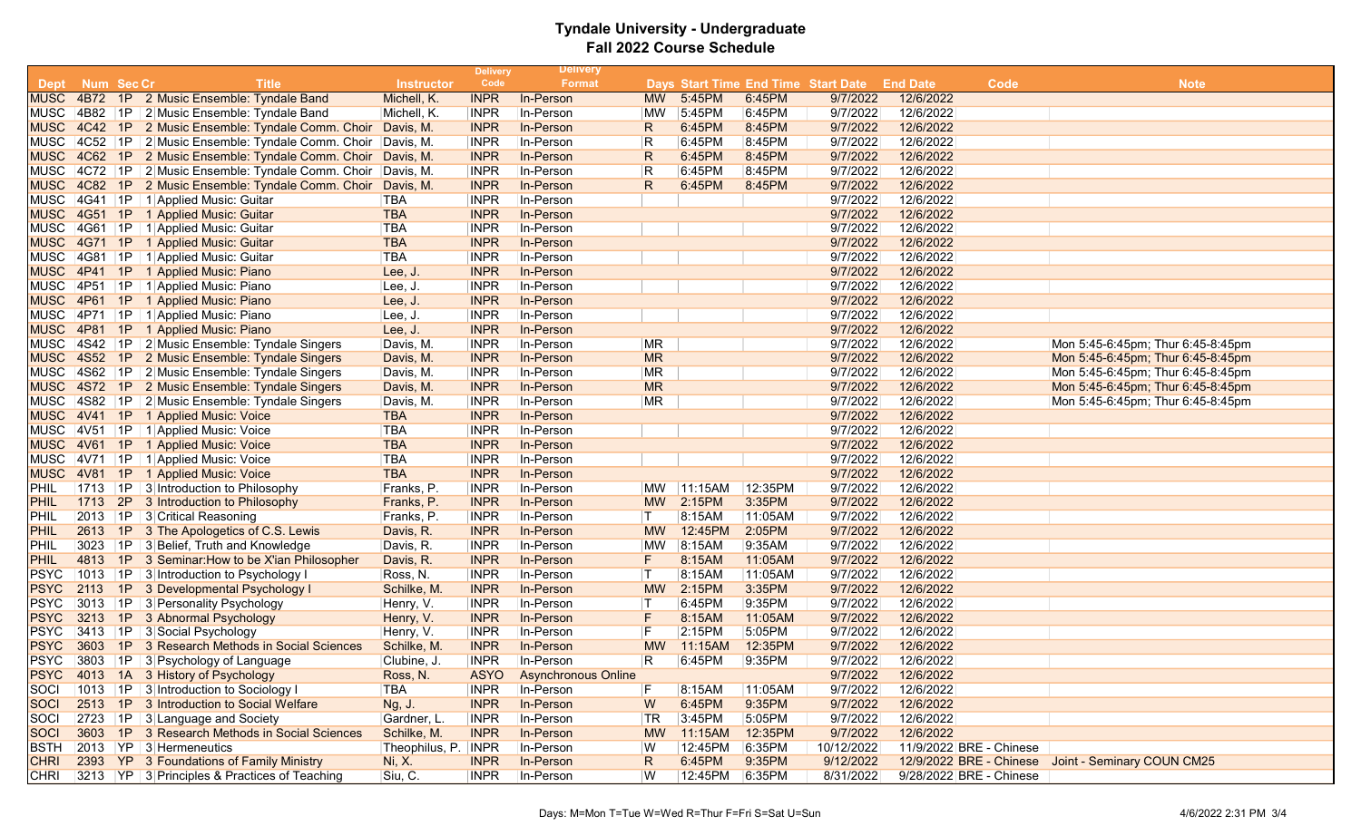# Tyndale University - Undergraduate

## Fall 2022 Course Schedule

| Dept | Num | Sec | Cr | Title | Instructor | Delivery Code | Delivery Format | Days | Start Time | End Time | Start Date | End Date | Code | Note |
|---|---|---|---|---|---|---|---|---|---|---|---|---|---|---|
| MUSC | 4B72 | 1P | 2 | Music Ensemble: Tyndale Band | Michell, K. | INPR | In-Person | MW | 5:45PM | 6:45PM | 9/7/2022 | 12/6/2022 | | |
| MUSC | 4B82 | 1P | 2 | Music Ensemble: Tyndale Band | Michell, K. | INPR | In-Person | MW | 5:45PM | 6:45PM | 9/7/2022 | 12/6/2022 | | |
| MUSC | 4C42 | 1P | 2 | Music Ensemble: Tyndale Comm. Choir | Davis, M. | INPR | In-Person | R | 6:45PM | 8:45PM | 9/7/2022 | 12/6/2022 | | |
| MUSC | 4C52 | 1P | 2 | Music Ensemble: Tyndale Comm. Choir | Davis, M. | INPR | In-Person | R | 6:45PM | 8:45PM | 9/7/2022 | 12/6/2022 | | |
| MUSC | 4C62 | 1P | 2 | Music Ensemble: Tyndale Comm. Choir | Davis, M. | INPR | In-Person | R | 6:45PM | 8:45PM | 9/7/2022 | 12/6/2022 | | |
| MUSC | 4C72 | 1P | 2 | Music Ensemble: Tyndale Comm. Choir | Davis, M. | INPR | In-Person | R | 6:45PM | 8:45PM | 9/7/2022 | 12/6/2022 | | |
| MUSC | 4C82 | 1P | 2 | Music Ensemble: Tyndale Comm. Choir | Davis, M. | INPR | In-Person | R | 6:45PM | 8:45PM | 9/7/2022 | 12/6/2022 | | |
| MUSC | 4G41 | 1P | 1 | Applied Music: Guitar | TBA | INPR | In-Person | | | | 9/7/2022 | 12/6/2022 | | |
| MUSC | 4G51 | 1P | 1 | Applied Music: Guitar | TBA | INPR | In-Person | | | | 9/7/2022 | 12/6/2022 | | |
| MUSC | 4G61 | 1P | 1 | Applied Music: Guitar | TBA | INPR | In-Person | | | | 9/7/2022 | 12/6/2022 | | |
| MUSC | 4G71 | 1P | 1 | Applied Music: Guitar | TBA | INPR | In-Person | | | | 9/7/2022 | 12/6/2022 | | |
| MUSC | 4G81 | 1P | 1 | Applied Music: Guitar | TBA | INPR | In-Person | | | | 9/7/2022 | 12/6/2022 | | |
| MUSC | 4P41 | 1P | 1 | Applied Music: Piano | Lee, J. | INPR | In-Person | | | | 9/7/2022 | 12/6/2022 | | |
| MUSC | 4P51 | 1P | 1 | Applied Music: Piano | Lee, J. | INPR | In-Person | | | | 9/7/2022 | 12/6/2022 | | |
| MUSC | 4P61 | 1P | 1 | Applied Music: Piano | Lee, J. | INPR | In-Person | | | | 9/7/2022 | 12/6/2022 | | |
| MUSC | 4P71 | 1P | 1 | Applied Music: Piano | Lee, J. | INPR | In-Person | | | | 9/7/2022 | 12/6/2022 | | |
| MUSC | 4P81 | 1P | 1 | Applied Music: Piano | Lee, J. | INPR | In-Person | | | | 9/7/2022 | 12/6/2022 | | |
| MUSC | 4S42 | 1P | 2 | Music Ensemble: Tyndale Singers | Davis, M. | INPR | In-Person | MR | | | 9/7/2022 | 12/6/2022 | | Mon 5:45-6:45pm; Thur 6:45-8:45pm |
| MUSC | 4S52 | 1P | 2 | Music Ensemble: Tyndale Singers | Davis, M. | INPR | In-Person | MR | | | 9/7/2022 | 12/6/2022 | | Mon 5:45-6:45pm; Thur 6:45-8:45pm |
| MUSC | 4S62 | 1P | 2 | Music Ensemble: Tyndale Singers | Davis, M. | INPR | In-Person | MR | | | 9/7/2022 | 12/6/2022 | | Mon 5:45-6:45pm; Thur 6:45-8:45pm |
| MUSC | 4S72 | 1P | 2 | Music Ensemble: Tyndale Singers | Davis, M. | INPR | In-Person | MR | | | 9/7/2022 | 12/6/2022 | | Mon 5:45-6:45pm; Thur 6:45-8:45pm |
| MUSC | 4S82 | 1P | 2 | Music Ensemble: Tyndale Singers | Davis, M. | INPR | In-Person | MR | | | 9/7/2022 | 12/6/2022 | | Mon 5:45-6:45pm; Thur 6:45-8:45pm |
| MUSC | 4V41 | 1P | 1 | Applied Music: Voice | TBA | INPR | In-Person | | | | 9/7/2022 | 12/6/2022 | | |
| MUSC | 4V51 | 1P | 1 | Applied Music: Voice | TBA | INPR | In-Person | | | | 9/7/2022 | 12/6/2022 | | |
| MUSC | 4V61 | 1P | 1 | Applied Music: Voice | TBA | INPR | In-Person | | | | 9/7/2022 | 12/6/2022 | | |
| MUSC | 4V71 | 1P | 1 | Applied Music: Voice | TBA | INPR | In-Person | | | | 9/7/2022 | 12/6/2022 | | |
| MUSC | 4V81 | 1P | 1 | Applied Music: Voice | TBA | INPR | In-Person | | | | 9/7/2022 | 12/6/2022 | | |
| PHIL | 1713 | 1P | 3 | Introduction to Philosophy | Franks, P. | INPR | In-Person | MW | 11:15AM | 12:35PM | 9/7/2022 | 12/6/2022 | | |
| PHIL | 1713 | 2P | 3 | Introduction to Philosophy | Franks, P. | INPR | In-Person | MW | 2:15PM | 3:35PM | 9/7/2022 | 12/6/2022 | | |
| PHIL | 2013 | 1P | 3 | Critical Reasoning | Franks, P. | INPR | In-Person | T | 8:15AM | 11:05AM | 9/7/2022 | 12/6/2022 | | |
| PHIL | 2613 | 1P | 3 | The Apologetics of C.S. Lewis | Davis, R. | INPR | In-Person | MW | 12:45PM | 2:05PM | 9/7/2022 | 12/6/2022 | | |
| PHIL | 3023 | 1P | 3 | Belief, Truth and Knowledge | Davis, R. | INPR | In-Person | MW | 8:15AM | 9:35AM | 9/7/2022 | 12/6/2022 | | |
| PHIL | 4813 | 1P | 3 | Seminar:How to be X'ian Philosopher | Davis, R. | INPR | In-Person | F | 8:15AM | 11:05AM | 9/7/2022 | 12/6/2022 | | |
| PSYC | 1013 | 1P | 3 | Introduction to Psychology I | Ross, N. | INPR | In-Person | T | 8:15AM | 11:05AM | 9/7/2022 | 12/6/2022 | | |
| PSYC | 2113 | 1P | 3 | Developmental Psychology I | Schilke, M. | INPR | In-Person | MW | 2:15PM | 3:35PM | 9/7/2022 | 12/6/2022 | | |
| PSYC | 3013 | 1P | 3 | Personality Psychology | Henry, V. | INPR | In-Person | T | 6:45PM | 9:35PM | 9/7/2022 | 12/6/2022 | | |
| PSYC | 3213 | 1P | 3 | Abnormal Psychology | Henry, V. | INPR | In-Person | F | 8:15AM | 11:05AM | 9/7/2022 | 12/6/2022 | | |
| PSYC | 3413 | 1P | 3 | Social Psychology | Henry, V. | INPR | In-Person | F | 2:15PM | 5:05PM | 9/7/2022 | 12/6/2022 | | |
| PSYC | 3603 | 1P | 3 | Research Methods in Social Sciences | Schilke, M. | INPR | In-Person | MW | 11:15AM | 12:35PM | 9/7/2022 | 12/6/2022 | | |
| PSYC | 3803 | 1P | 3 | Psychology of Language | Clubine, J. | INPR | In-Person | R | 6:45PM | 9:35PM | 9/7/2022 | 12/6/2022 | | |
| PSYC | 4013 | 1A | 3 | History of Psychology | Ross, N. | ASYO | Asynchronous Online | | | | 9/7/2022 | 12/6/2022 | | |
| SOCI | 1013 | 1P | 3 | Introduction to Sociology I | TBA | INPR | In-Person | F | 8:15AM | 11:05AM | 9/7/2022 | 12/6/2022 | | |
| SOCI | 2513 | 1P | 3 | Introduction to Social Welfare | Ng, J. | INPR | In-Person | W | 6:45PM | 9:35PM | 9/7/2022 | 12/6/2022 | | |
| SOCI | 2723 | 1P | 3 | Language and Society | Gardner, L. | INPR | In-Person | TR | 3:45PM | 5:05PM | 9/7/2022 | 12/6/2022 | | |
| SOCI | 3603 | 1P | 3 | Research Methods in Social Sciences | Schilke, M. | INPR | In-Person | MW | 11:15AM | 12:35PM | 9/7/2022 | 12/6/2022 | | |
| BSTH | 2013 | YP | 3 | Hermeneutics | Theophilus, P. | INPR | In-Person | W | 12:45PM | 6:35PM | 10/12/2022 | 11/9/2022 | BRE - Chinese | |
| CHRI | 2393 | YP | 3 | Foundations of Family Ministry | Ni, X. | INPR | In-Person | R | 6:45PM | 9:35PM | 9/12/2022 | 12/9/2022 | BRE - Chinese | Joint - Seminary COUN CM25 |
| CHRI | 3213 | YP | 3 | Principles & Practices of Teaching | Siu, C. | INPR | In-Person | W | 12:45PM | 6:35PM | 8/31/2022 | 9/28/2022 | BRE - Chinese | |

Days: M=Mon T=Tue W=Wed R=Thur F=Fri S=Sat U=Sun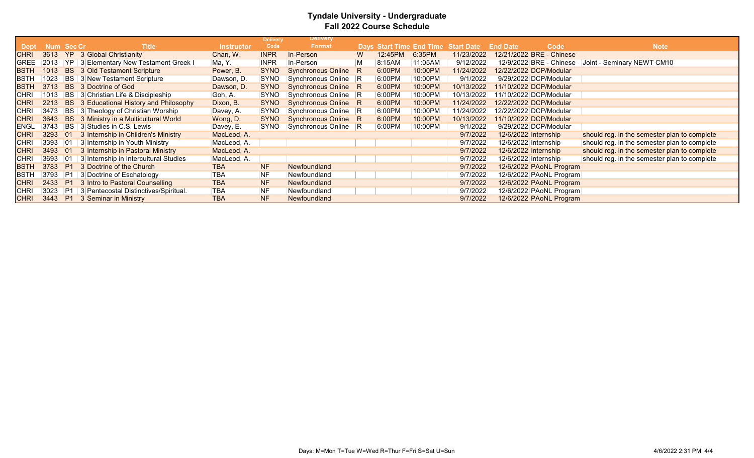# Tyndale University - Undergraduate
## Fall 2022 Course Schedule

| Dept | Num | Sec | Cr | Title | Instructor | Delivery Code | Delivery Format | Days | Start Time | End Time | Start Date | End Date | Code | Note |
|---|---|---|---|---|---|---|---|---|---|---|---|---|---|---|
| CHRI | 3613 | YP | 3 | Global Christianity | Chan, W. | INPR | In-Person | W | 12:45PM | 6:35PM | 11/23/2022 | 12/21/2022 | BRE - Chinese | |
| GREE | 2013 | YP | 3 | Elementary New Testament Greek I | Ma, Y. | INPR | In-Person | M | 8:15AM | 11:05AM | 9/12/2022 | 12/9/2022 | BRE - Chinese | Joint - Seminary NEWT CM10 |
| BSTH | 1013 | BS | 3 | Old Testament Scripture | Power, B. | SYNO | Synchronous Online | R | 6:00PM | 10:00PM | 11/24/2022 | 12/22/2022 | DCP/Modular | |
| BSTH | 1023 | BS | 3 | New Testament Scripture | Dawson, D. | SYNO | Synchronous Online | R | 6:00PM | 10:00PM | 9/1/2022 | 9/29/2022 | DCP/Modular | |
| BSTH | 3713 | BS | 3 | Doctrine of God | Dawson, D. | SYNO | Synchronous Online | R | 6:00PM | 10:00PM | 10/13/2022 | 11/10/2022 | DCP/Modular | |
| CHRI | 1013 | BS | 3 | Christian Life & Discipleship | Goh, A. | SYNO | Synchronous Online | R | 6:00PM | 10:00PM | 10/13/2022 | 11/10/2022 | DCP/Modular | |
| CHRI | 2213 | BS | 3 | Educational History and Philosophy | Dixon, B. | SYNO | Synchronous Online | R | 6:00PM | 10:00PM | 11/24/2022 | 12/22/2022 | DCP/Modular | |
| CHRI | 3473 | BS | 3 | Theology of Christian Worship | Davey, A. | SYNO | Synchronous Online | R | 6:00PM | 10:00PM | 11/24/2022 | 12/22/2022 | DCP/Modular | |
| CHRI | 3643 | BS | 3 | Ministry in a Multicultural World | Wong, D. | SYNO | Synchronous Online | R | 6:00PM | 10:00PM | 10/13/2022 | 11/10/2022 | DCP/Modular | |
| ENGL | 3743 | BS | 3 | Studies in C.S. Lewis | Davey, E. | SYNO | Synchronous Online | R | 6:00PM | 10:00PM | 9/1/2022 | 9/29/2022 | DCP/Modular | |
| CHRI | 3293 | 01 | 3 | Internship in Children's Ministry | MacLeod, A. | | | | | | 9/7/2022 | 12/6/2022 | Internship | should reg. in the semester plan to complete |
| CHRI | 3393 | 01 | 3 | Internship in Youth Ministry | MacLeod, A. | | | | | | 9/7/2022 | 12/6/2022 | Internship | should reg. in the semester plan to complete |
| CHRI | 3493 | 01 | 3 | Internship in Pastoral Ministry | MacLeod, A. | | | | | | 9/7/2022 | 12/6/2022 | Internship | should reg. in the semester plan to complete |
| CHRI | 3693 | 01 | 3 | Internship in Intercultural Studies | MacLeod, A. | | | | | | 9/7/2022 | 12/6/2022 | Internship | should reg. in the semester plan to complete |
| BSTH | 3783 | P1 | 3 | Doctrine of the Church | TBA | NF | Newfoundland | | | | 9/7/2022 | 12/6/2022 | PAoNL Program | |
| BSTH | 3793 | P1 | 3 | Doctrine of Eschatology | TBA | NF | Newfoundland | | | | 9/7/2022 | 12/6/2022 | PAoNL Program | |
| CHRI | 2433 | P1 | 3 | Intro to Pastoral Counselling | TBA | NF | Newfoundland | | | | 9/7/2022 | 12/6/2022 | PAoNL Program | |
| CHRI | 3023 | P1 | 3 | Pentecostal Distinctives/Spiritual. | TBA | NF | Newfoundland | | | | 9/7/2022 | 12/6/2022 | PAoNL Program | |
| CHRI | 3443 | P1 | 3 | Seminar in Ministry | TBA | NF | Newfoundland | | | | 9/7/2022 | 12/6/2022 | PAoNL Program | |

Days: M=Mon T=Tue W=Wed R=Thur F=Fri S=Sat U=Sun